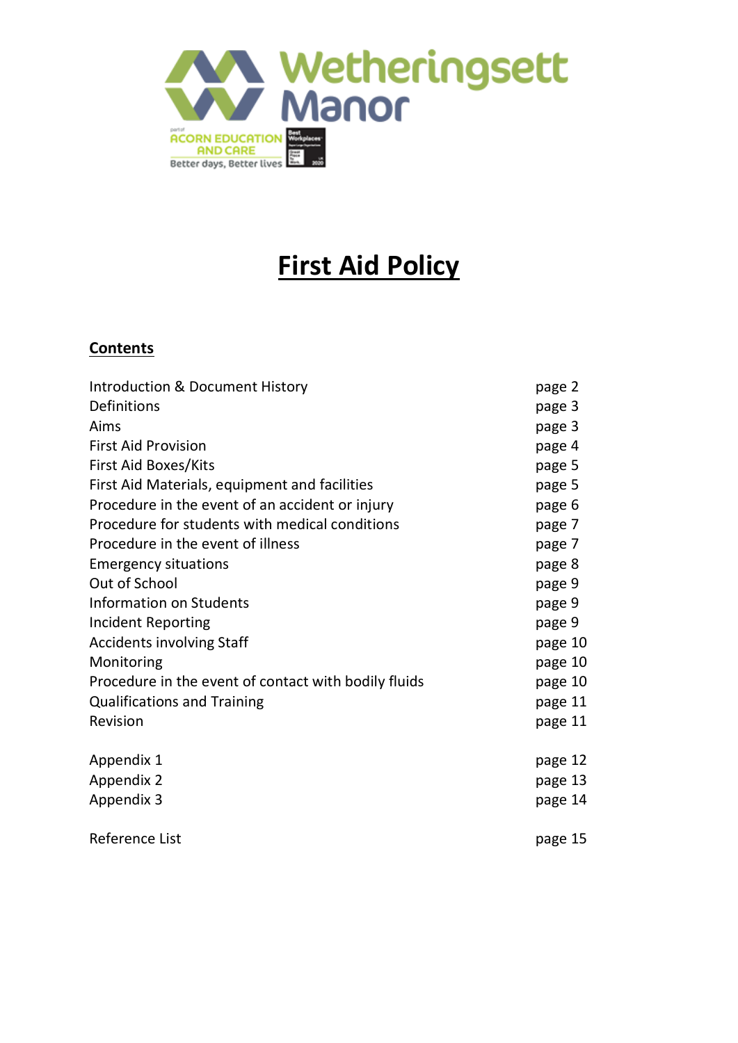Wetheringsett Manor

part of ACORN EDUCATION AND CARE

Better days, Better lives

# First Aid Policy

## Contents

| | |
|---|---|
| Introduction & Document History | page 2 |
| Definitions | page 3 |
| Aims | page 3 |
| First Aid Provision | page 4 |
| First Aid Boxes/Kits | page 5 |
| First Aid Materials, equipment and facilities | page 5 |
| Procedure in the event of an accident or injury | page 6 |
| Procedure for students with medical conditions | page 7 |
| Procedure in the event of illness | page 7 |
| Emergency situations | page 8 |
| Out of School | page 9 |
| Information on Students | page 9 |
| Incident Reporting | page 9 |
| Accidents involving Staff | page 10 |
| Monitoring | page 10 |
| Procedure in the event of contact with bodily fluids | page 10 |
| Qualifications and Training | page 11 |
| Revision | page 11 |
| Appendix 1 | page 12 |
| Appendix 2 | page 13 |
| Appendix 3 | page 14 |
| Reference List | page 15 |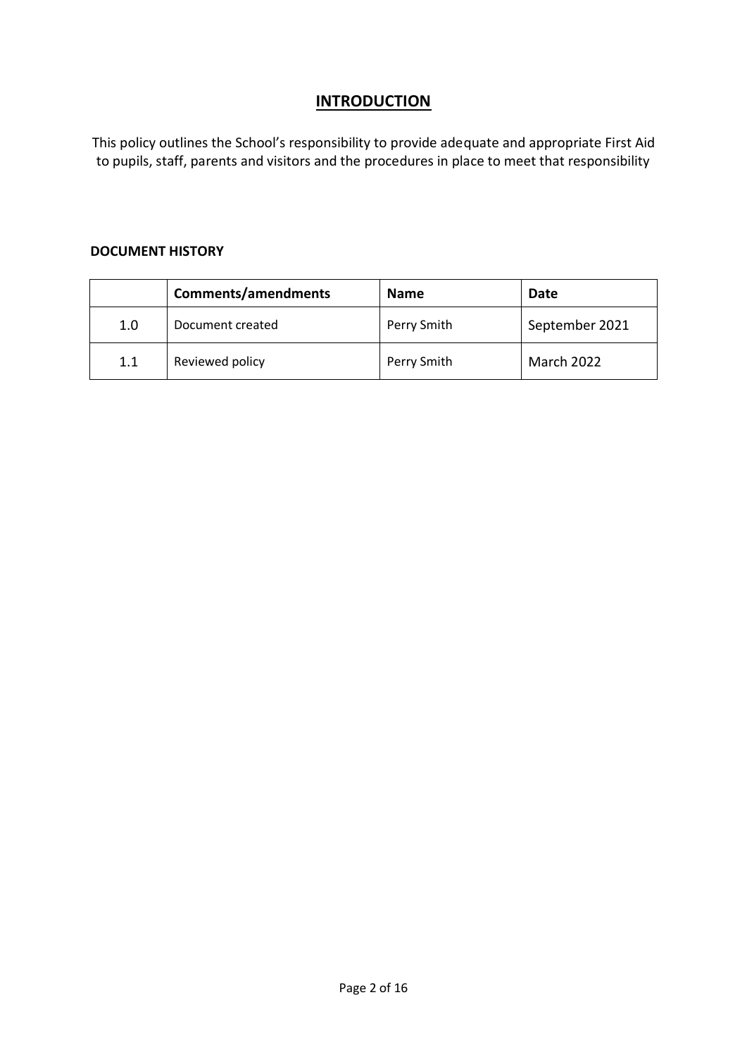# INTRODUCTION

This policy outlines the School's responsibility to provide adequate and appropriate First Aid to pupils, staff, parents and visitors and the procedures in place to meet that responsibility

**DOCUMENT HISTORY**

| | Comments/amendments | Name | Date |
|---|---|---|---|
| 1.0 | Document created | Perry Smith | September 2021 |
| 1.1 | Reviewed policy | Perry Smith | March 2022 |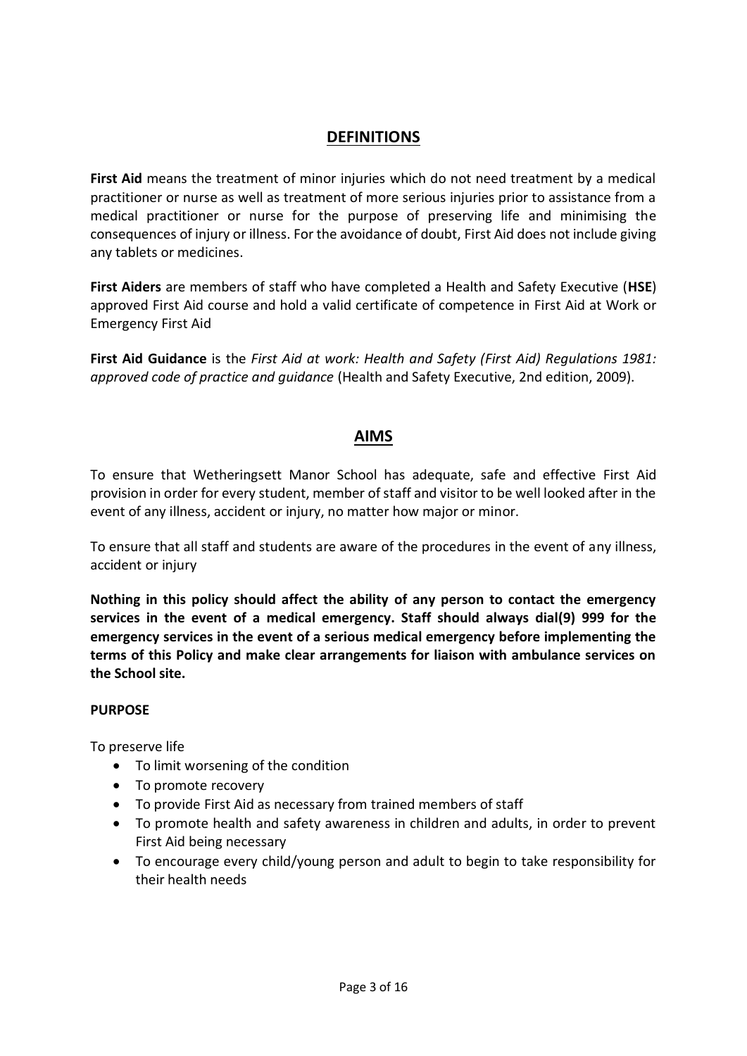## DEFINITIONS

**First Aid** means the treatment of minor injuries which do not need treatment by a medical practitioner or nurse as well as treatment of more serious injuries prior to assistance from a medical practitioner or nurse for the purpose of preserving life and minimising the consequences of injury or illness. For the avoidance of doubt, First Aid does not include giving any tablets or medicines.

**First Aiders** are members of staff who have completed a Health and Safety Executive (**HSE**) approved First Aid course and hold a valid certificate of competence in First Aid at Work or Emergency First Aid

**First Aid Guidance** is the *First Aid at work: Health and Safety (First Aid) Regulations 1981: approved code of practice and guidance* (Health and Safety Executive, 2nd edition, 2009).

## AIMS

To ensure that Wetheringsett Manor School has adequate, safe and effective First Aid provision in order for every student, member of staff and visitor to be well looked after in the event of any illness, accident or injury, no matter how major or minor.

To ensure that all staff and students are aware of the procedures in the event of any illness, accident or injury

**Nothing in this policy should affect the ability of any person to contact the emergency services in the event of a medical emergency. Staff should always dial(9) 999 for the emergency services in the event of a serious medical emergency before implementing the terms of this Policy and make clear arrangements for liaison with ambulance services on the School site.**

**PURPOSE**

To preserve life

- To limit worsening of the condition
- To promote recovery
- To provide First Aid as necessary from trained members of staff
- To promote health and safety awareness in children and adults, in order to prevent First Aid being necessary
- To encourage every child/young person and adult to begin to take responsibility for their health needs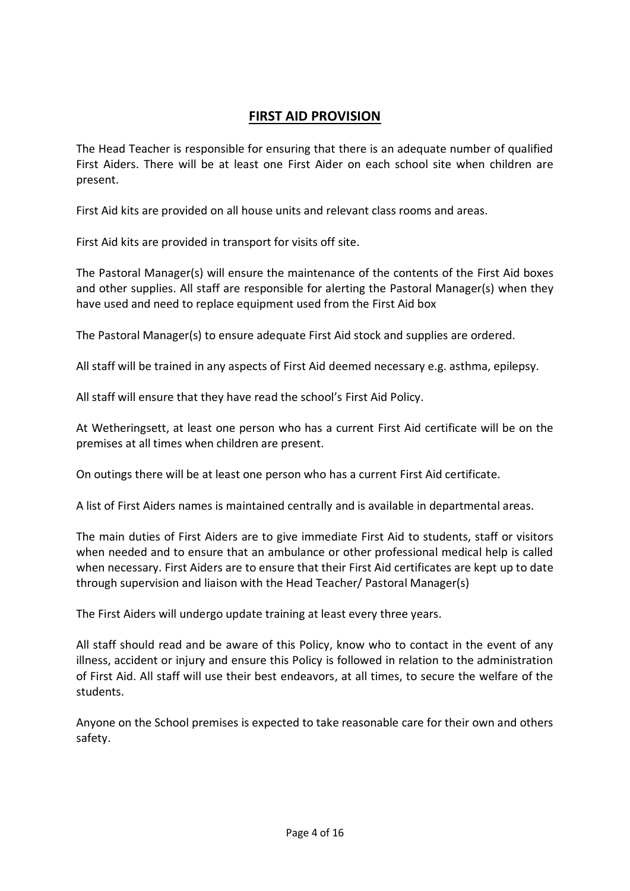## FIRST AID PROVISION

The Head Teacher is responsible for ensuring that there is an adequate number of qualified First Aiders. There will be at least one First Aider on each school site when children are present.

First Aid kits are provided on all house units and relevant class rooms and areas.

First Aid kits are provided in transport for visits off site.

The Pastoral Manager(s) will ensure the maintenance of the contents of the First Aid boxes and other supplies. All staff are responsible for alerting the Pastoral Manager(s) when they have used and need to replace equipment used from the First Aid box

The Pastoral Manager(s) to ensure adequate First Aid stock and supplies are ordered.

All staff will be trained in any aspects of First Aid deemed necessary e.g. asthma, epilepsy.

All staff will ensure that they have read the school's First Aid Policy.

At Wetheringsett, at least one person who has a current First Aid certificate will be on the premises at all times when children are present.

On outings there will be at least one person who has a current First Aid certificate.

A list of First Aiders names is maintained centrally and is available in departmental areas.

The main duties of First Aiders are to give immediate First Aid to students, staff or visitors when needed and to ensure that an ambulance or other professional medical help is called when necessary. First Aiders are to ensure that their First Aid certificates are kept up to date through supervision and liaison with the Head Teacher/ Pastoral Manager(s)

The First Aiders will undergo update training at least every three years.

All staff should read and be aware of this Policy, know who to contact in the event of any illness, accident or injury and ensure this Policy is followed in relation to the administration of First Aid. All staff will use their best endeavors, at all times, to secure the welfare of the students.

Anyone on the School premises is expected to take reasonable care for their own and others safety.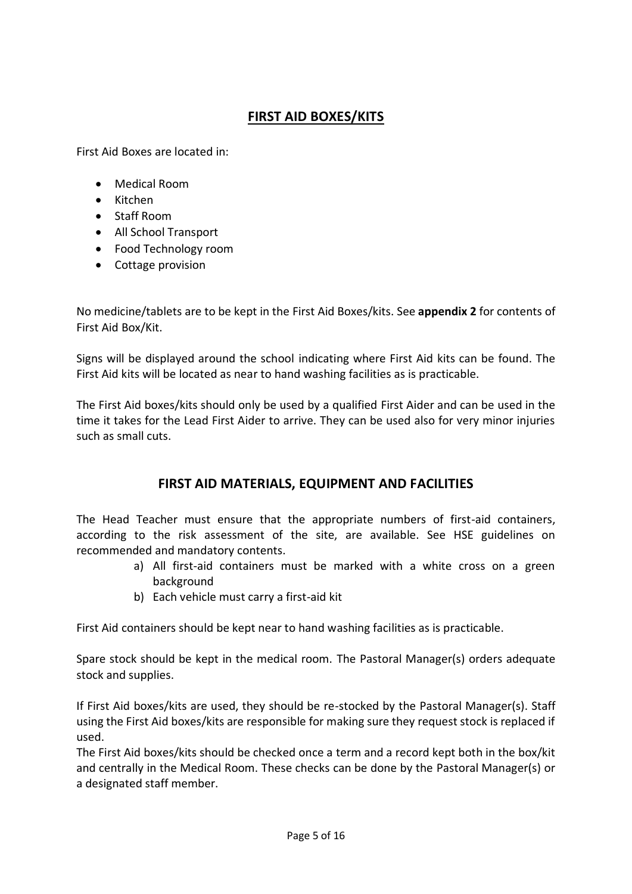## FIRST AID BOXES/KITS

First Aid Boxes are located in:

- Medical Room
- Kitchen
- Staff Room
- All School Transport
- Food Technology room
- Cottage provision

No medicine/tablets are to be kept in the First Aid Boxes/kits. See **appendix 2** for contents of First Aid Box/Kit.

Signs will be displayed around the school indicating where First Aid kits can be found. The First Aid kits will be located as near to hand washing facilities as is practicable.

The First Aid boxes/kits should only be used by a qualified First Aider and can be used in the time it takes for the Lead First Aider to arrive. They can be used also for very minor injuries such as small cuts.

## FIRST AID MATERIALS, EQUIPMENT AND FACILITIES

The Head Teacher must ensure that the appropriate numbers of first-aid containers, according to the risk assessment of the site, are available. See HSE guidelines on recommended and mandatory contents.

a) All first-aid containers must be marked with a white cross on a green background
b) Each vehicle must carry a first-aid kit

First Aid containers should be kept near to hand washing facilities as is practicable.

Spare stock should be kept in the medical room. The Pastoral Manager(s) orders adequate stock and supplies.

If First Aid boxes/kits are used, they should be re-stocked by the Pastoral Manager(s). Staff using the First Aid boxes/kits are responsible for making sure they request stock is replaced if used.

The First Aid boxes/kits should be checked once a term and a record kept both in the box/kit and centrally in the Medical Room. These checks can be done by the Pastoral Manager(s) or a designated staff member.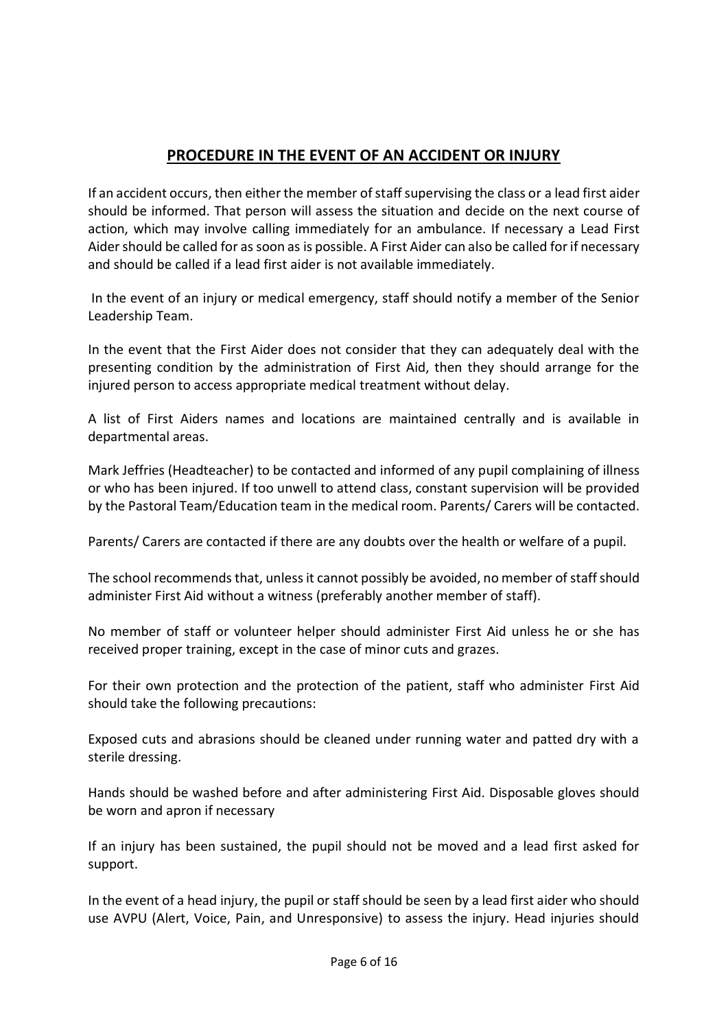## PROCEDURE IN THE EVENT OF AN ACCIDENT OR INJURY

If an accident occurs, then either the member of staff supervising the class or a lead first aider should be informed. That person will assess the situation and decide on the next course of action, which may involve calling immediately for an ambulance. If necessary a Lead First Aider should be called for as soon as is possible. A First Aider can also be called for if necessary and should be called if a lead first aider is not available immediately.

In the event of an injury or medical emergency, staff should notify a member of the Senior Leadership Team.

In the event that the First Aider does not consider that they can adequately deal with the presenting condition by the administration of First Aid, then they should arrange for the injured person to access appropriate medical treatment without delay.

A list of First Aiders names and locations are maintained centrally and is available in departmental areas.

Mark Jeffries (Headteacher) to be contacted and informed of any pupil complaining of illness or who has been injured. If too unwell to attend class, constant supervision will be provided by the Pastoral Team/Education team in the medical room. Parents/ Carers will be contacted.

Parents/ Carers are contacted if there are any doubts over the health or welfare of a pupil.

The school recommends that, unless it cannot possibly be avoided, no member of staff should administer First Aid without a witness (preferably another member of staff).

No member of staff or volunteer helper should administer First Aid unless he or she has received proper training, except in the case of minor cuts and grazes.

For their own protection and the protection of the patient, staff who administer First Aid should take the following precautions:

Exposed cuts and abrasions should be cleaned under running water and patted dry with a sterile dressing.

Hands should be washed before and after administering First Aid. Disposable gloves should be worn and apron if necessary

If an injury has been sustained, the pupil should not be moved and a lead first asked for support.

In the event of a head injury, the pupil or staff should be seen by a lead first aider who should use AVPU (Alert, Voice, Pain, and Unresponsive) to assess the injury. Head injuries should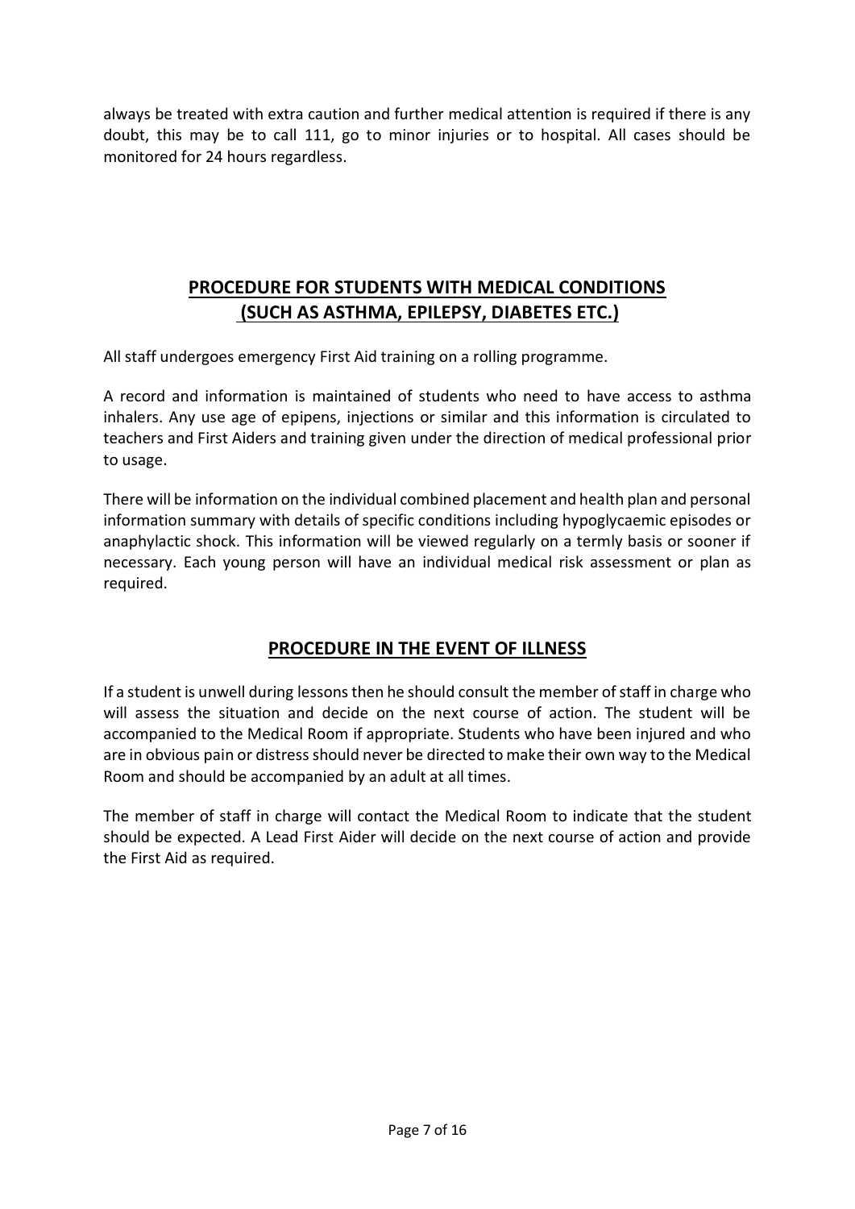always be treated with extra caution and further medical attention is required if there is any doubt, this may be to call 111, go to minor injuries or to hospital. All cases should be monitored for 24 hours regardless.

## PROCEDURE FOR STUDENTS WITH MEDICAL CONDITIONS (SUCH AS ASTHMA, EPILEPSY, DIABETES ETC.)

All staff undergoes emergency First Aid training on a rolling programme.

A record and information is maintained of students who need to have access to asthma inhalers. Any use age of epipens, injections or similar and this information is circulated to teachers and First Aiders and training given under the direction of medical professional prior to usage.

There will be information on the individual combined placement and health plan and personal information summary with details of specific conditions including hypoglycaemic episodes or anaphylactic shock. This information will be viewed regularly on a termly basis or sooner if necessary. Each young person will have an individual medical risk assessment or plan as required.

## PROCEDURE IN THE EVENT OF ILLNESS

If a student is unwell during lessons then he should consult the member of staff in charge who will assess the situation and decide on the next course of action. The student will be accompanied to the Medical Room if appropriate. Students who have been injured and who are in obvious pain or distress should never be directed to make their own way to the Medical Room and should be accompanied by an adult at all times.

The member of staff in charge will contact the Medical Room to indicate that the student should be expected. A Lead First Aider will decide on the next course of action and provide the First Aid as required.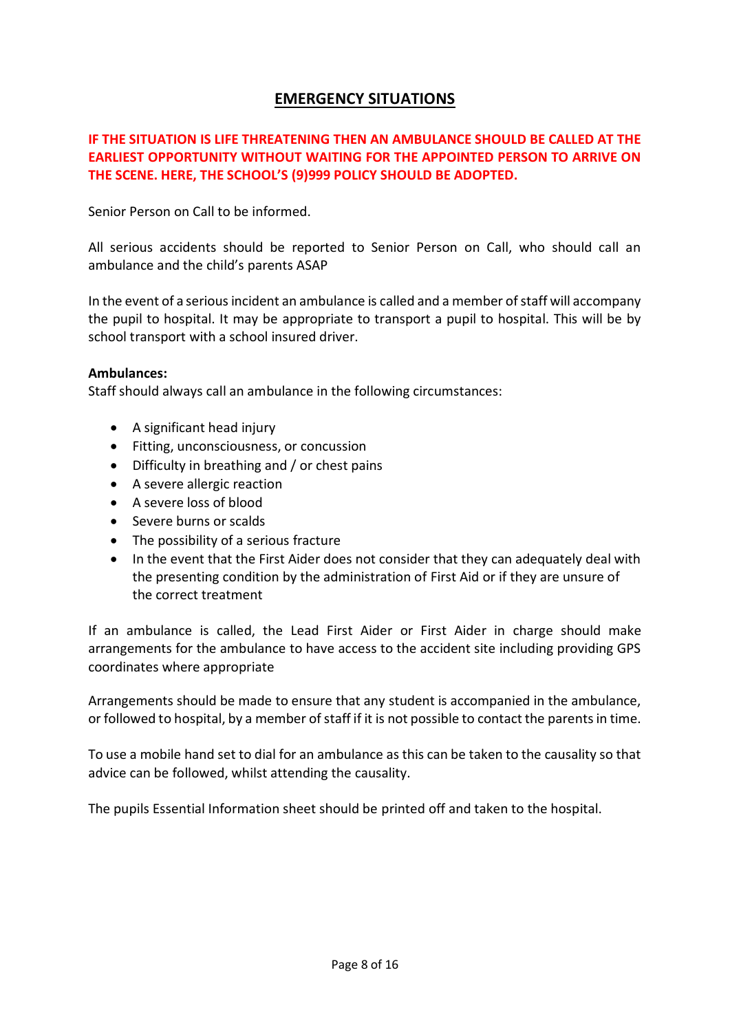## EMERGENCY SITUATIONS

**IF THE SITUATION IS LIFE THREATENING THEN AN AMBULANCE SHOULD BE CALLED AT THE EARLIEST OPPORTUNITY WITHOUT WAITING FOR THE APPOINTED PERSON TO ARRIVE ON THE SCENE. HERE, THE SCHOOL'S (9)999 POLICY SHOULD BE ADOPTED.**

Senior Person on Call to be informed.

All serious accidents should be reported to Senior Person on Call, who should call an ambulance and the child's parents ASAP

In the event of a serious incident an ambulance is called and a member of staff will accompany the pupil to hospital. It may be appropriate to transport a pupil to hospital. This will be by school transport with a school insured driver.

**Ambulances:**
Staff should always call an ambulance in the following circumstances:

- A significant head injury
- Fitting, unconsciousness, or concussion
- Difficulty in breathing and / or chest pains
- A severe allergic reaction
- A severe loss of blood
- Severe burns or scalds
- The possibility of a serious fracture
- In the event that the First Aider does not consider that they can adequately deal with the presenting condition by the administration of First Aid or if they are unsure of the correct treatment

If an ambulance is called, the Lead First Aider or First Aider in charge should make arrangements for the ambulance to have access to the accident site including providing GPS coordinates where appropriate

Arrangements should be made to ensure that any student is accompanied in the ambulance, or followed to hospital, by a member of staff if it is not possible to contact the parents in time.

To use a mobile hand set to dial for an ambulance as this can be taken to the causality so that advice can be followed, whilst attending the causality.

The pupils Essential Information sheet should be printed off and taken to the hospital.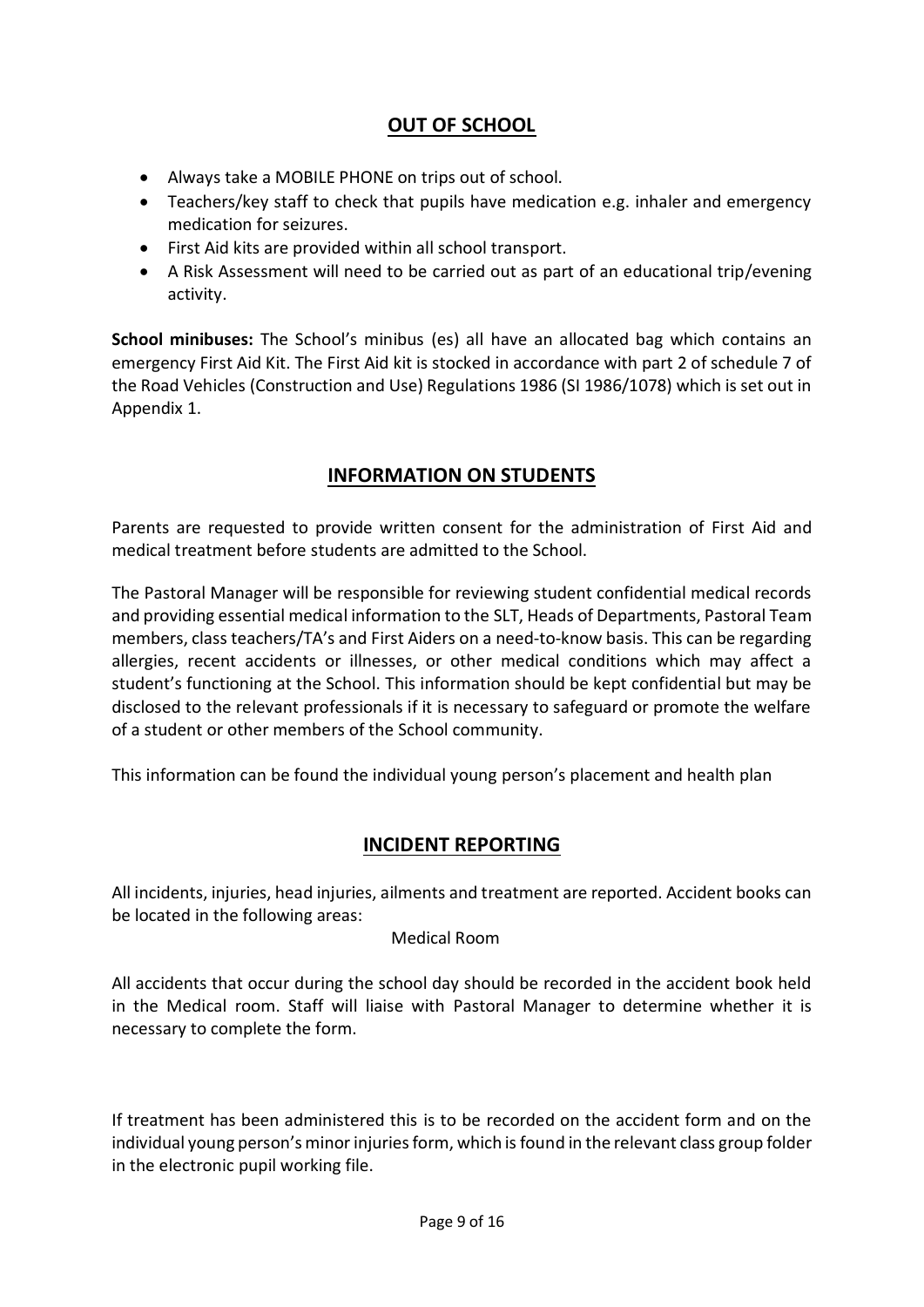## OUT OF SCHOOL

- Always take a MOBILE PHONE on trips out of school.
- Teachers/key staff to check that pupils have medication e.g. inhaler and emergency medication for seizures.
- First Aid kits are provided within all school transport.
- A Risk Assessment will need to be carried out as part of an educational trip/evening activity.

**School minibuses:** The School's minibus (es) all have an allocated bag which contains an emergency First Aid Kit. The First Aid kit is stocked in accordance with part 2 of schedule 7 of the Road Vehicles (Construction and Use) Regulations 1986 (SI 1986/1078) which is set out in Appendix 1.

## INFORMATION ON STUDENTS

Parents are requested to provide written consent for the administration of First Aid and medical treatment before students are admitted to the School.

The Pastoral Manager will be responsible for reviewing student confidential medical records and providing essential medical information to the SLT, Heads of Departments, Pastoral Team members, class teachers/TA's and First Aiders on a need-to-know basis. This can be regarding allergies, recent accidents or illnesses, or other medical conditions which may affect a student's functioning at the School. This information should be kept confidential but may be disclosed to the relevant professionals if it is necessary to safeguard or promote the welfare of a student or other members of the School community.

This information can be found the individual young person's placement and health plan

## INCIDENT REPORTING

All incidents, injuries, head injuries, ailments and treatment are reported. Accident books can be located in the following areas:

Medical Room

All accidents that occur during the school day should be recorded in the accident book held in the Medical room. Staff will liaise with Pastoral Manager to determine whether it is necessary to complete the form.

If treatment has been administered this is to be recorded on the accident form and on the individual young person's minor injuries form, which is found in the relevant class group folder in the electronic pupil working file.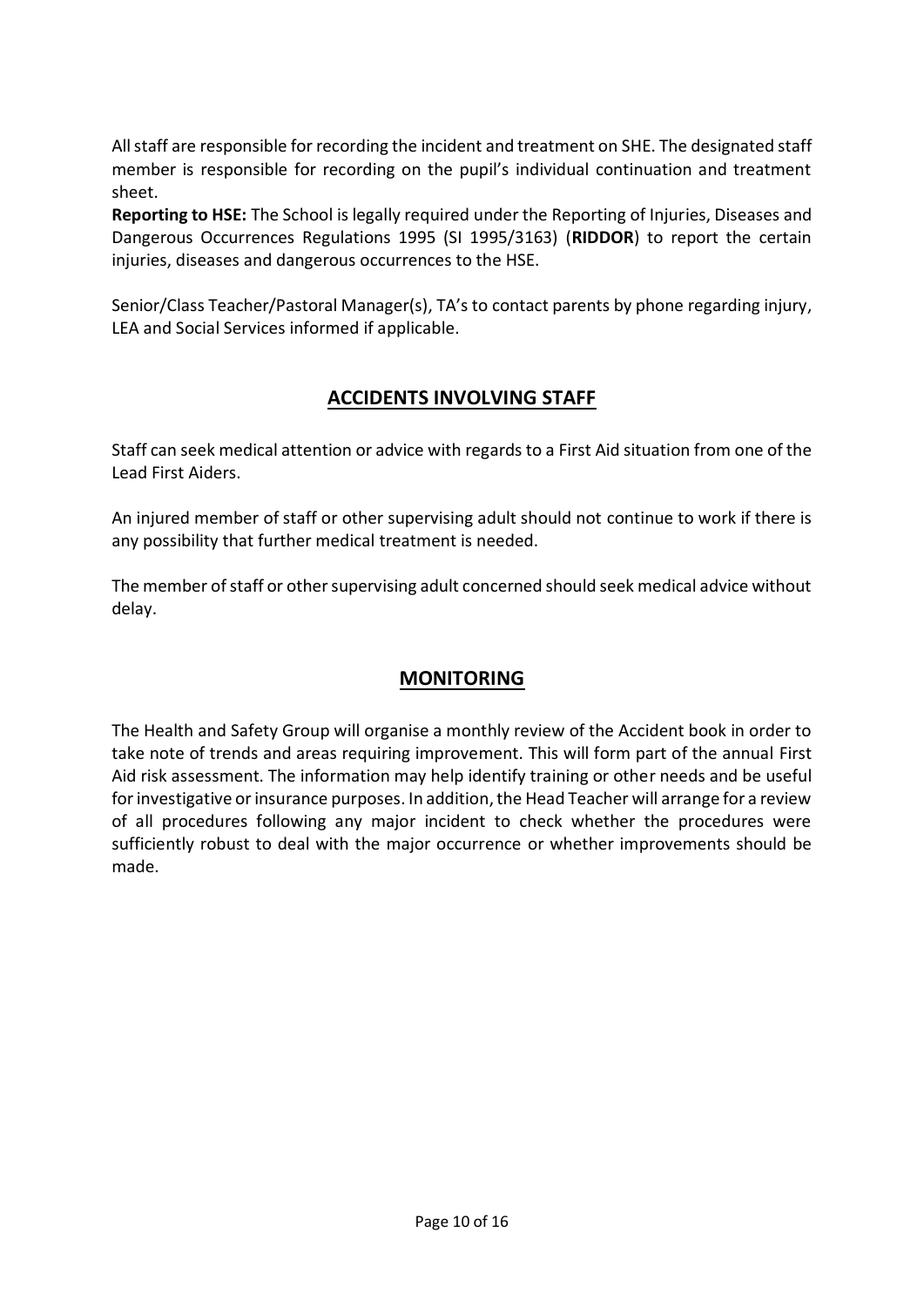All staff are responsible for recording the incident and treatment on SHE. The designated staff member is responsible for recording on the pupil's individual continuation and treatment sheet.

**Reporting to HSE:** The School is legally required under the Reporting of Injuries, Diseases and Dangerous Occurrences Regulations 1995 (SI 1995/3163) (**RIDDOR**) to report the certain injuries, diseases and dangerous occurrences to the HSE.

Senior/Class Teacher/Pastoral Manager(s), TA's to contact parents by phone regarding injury, LEA and Social Services informed if applicable.

## ACCIDENTS INVOLVING STAFF

Staff can seek medical attention or advice with regards to a First Aid situation from one of the Lead First Aiders.

An injured member of staff or other supervising adult should not continue to work if there is any possibility that further medical treatment is needed.

The member of staff or other supervising adult concerned should seek medical advice without delay.

## MONITORING

The Health and Safety Group will organise a monthly review of the Accident book in order to take note of trends and areas requiring improvement. This will form part of the annual First Aid risk assessment. The information may help identify training or other needs and be useful for investigative or insurance purposes. In addition, the Head Teacher will arrange for a review of all procedures following any major incident to check whether the procedures were sufficiently robust to deal with the major occurrence or whether improvements should be made.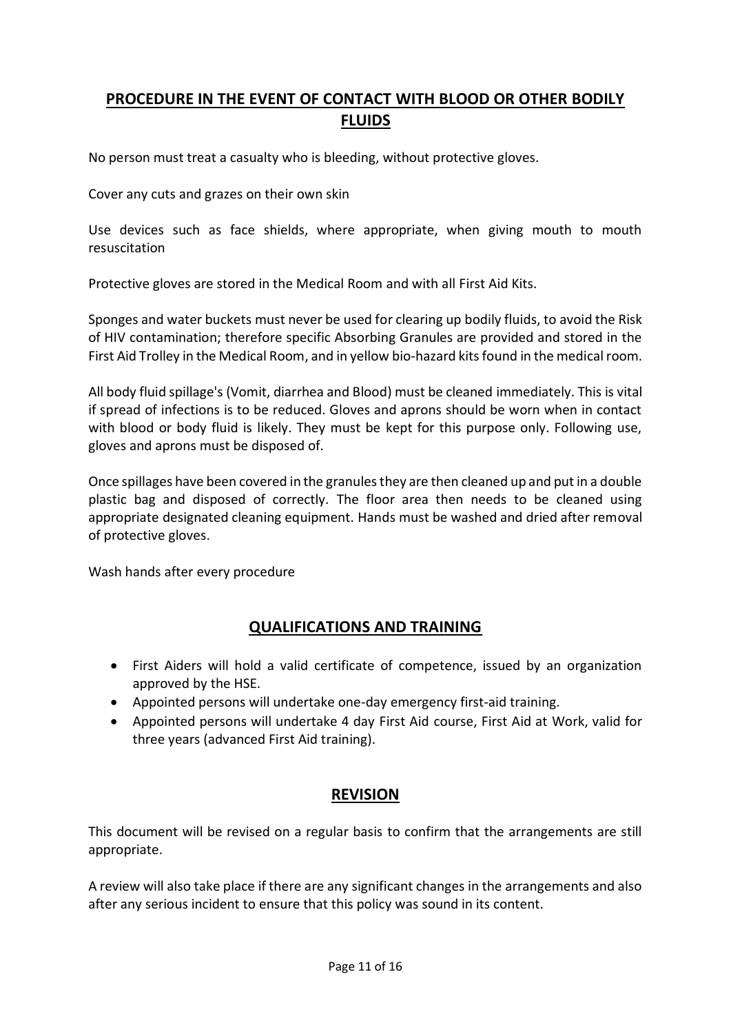## PROCEDURE IN THE EVENT OF CONTACT WITH BLOOD OR OTHER BODILY FLUIDS

No person must treat a casualty who is bleeding, without protective gloves.

Cover any cuts and grazes on their own skin

Use devices such as face shields, where appropriate, when giving mouth to mouth resuscitation

Protective gloves are stored in the Medical Room and with all First Aid Kits.

Sponges and water buckets must never be used for clearing up bodily fluids, to avoid the Risk of HIV contamination; therefore specific Absorbing Granules are provided and stored in the First Aid Trolley in the Medical Room, and in yellow bio-hazard kits found in the medical room.

All body fluid spillage's (Vomit, diarrhea and Blood) must be cleaned immediately. This is vital if spread of infections is to be reduced. Gloves and aprons should be worn when in contact with blood or body fluid is likely. They must be kept for this purpose only. Following use, gloves and aprons must be disposed of.

Once spillages have been covered in the granules they are then cleaned up and put in a double plastic bag and disposed of correctly. The floor area then needs to be cleaned using appropriate designated cleaning equipment. Hands must be washed and dried after removal of protective gloves.

Wash hands after every procedure

## QUALIFICATIONS AND TRAINING

- First Aiders will hold a valid certificate of competence, issued by an organization approved by the HSE.
- Appointed persons will undertake one-day emergency first-aid training.
- Appointed persons will undertake 4 day First Aid course, First Aid at Work, valid for three years (advanced First Aid training).

## REVISION

This document will be revised on a regular basis to confirm that the arrangements are still appropriate.

A review will also take place if there are any significant changes in the arrangements and also after any serious incident to ensure that this policy was sound in its content.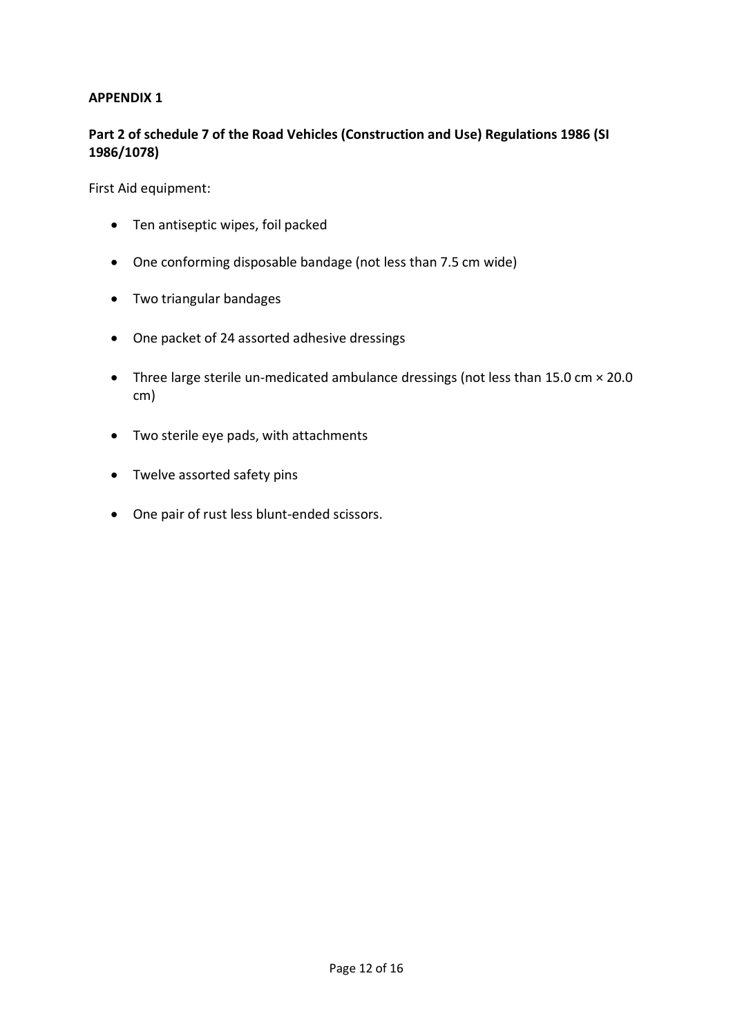**APPENDIX 1**

**Part 2 of schedule 7 of the Road Vehicles (Construction and Use) Regulations 1986 (SI 1986/1078)**

First Aid equipment:

- Ten antiseptic wipes, foil packed
- One conforming disposable bandage (not less than 7.5 cm wide)
- Two triangular bandages
- One packet of 24 assorted adhesive dressings
- Three large sterile un-medicated ambulance dressings (not less than 15.0 cm × 20.0 cm)
- Two sterile eye pads, with attachments
- Twelve assorted safety pins
- One pair of rust less blunt-ended scissors.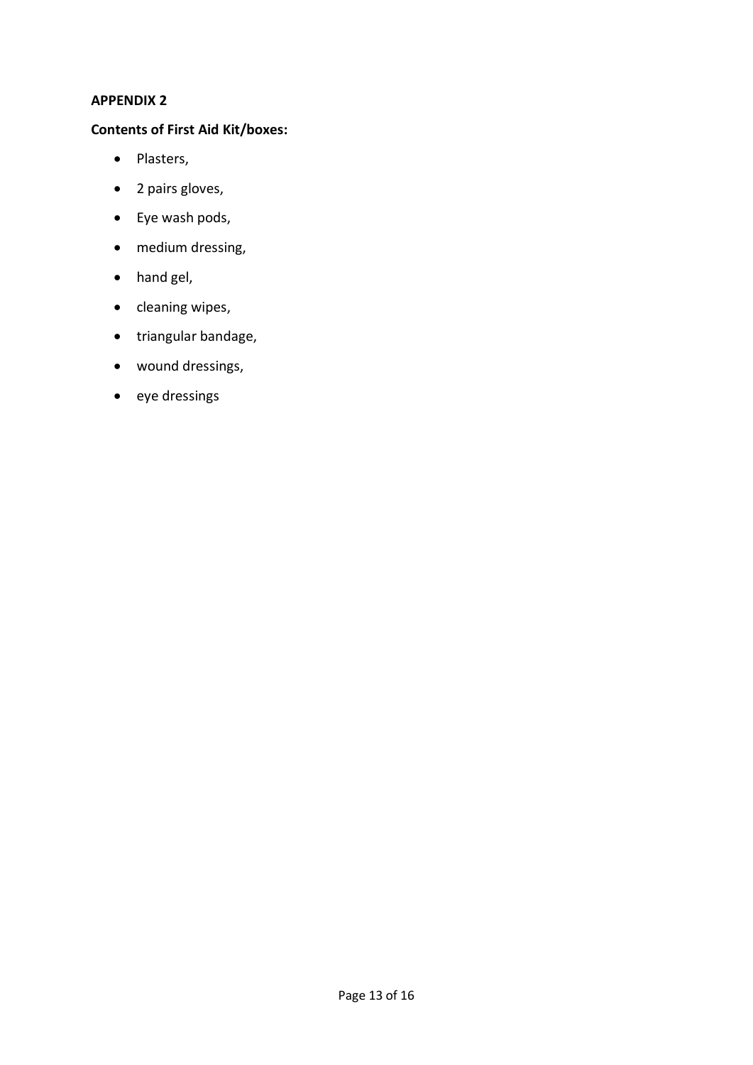**APPENDIX 2**

**Contents of First Aid Kit/boxes:**

- Plasters,
- 2 pairs gloves,
- Eye wash pods,
- medium dressing,
- hand gel,
- cleaning wipes,
- triangular bandage,
- wound dressings,
- eye dressings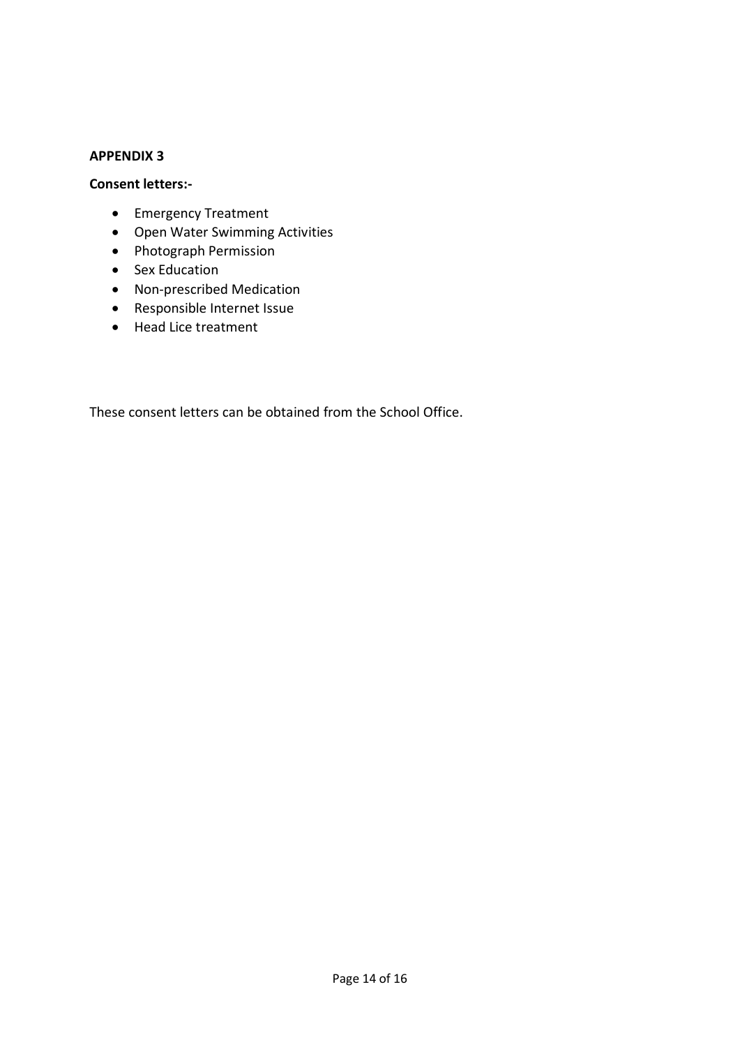**APPENDIX 3**

**Consent letters:-**

- Emergency Treatment
- Open Water Swimming Activities
- Photograph Permission
- Sex Education
- Non-prescribed Medication
- Responsible Internet Issue
- Head Lice treatment

These consent letters can be obtained from the School Office.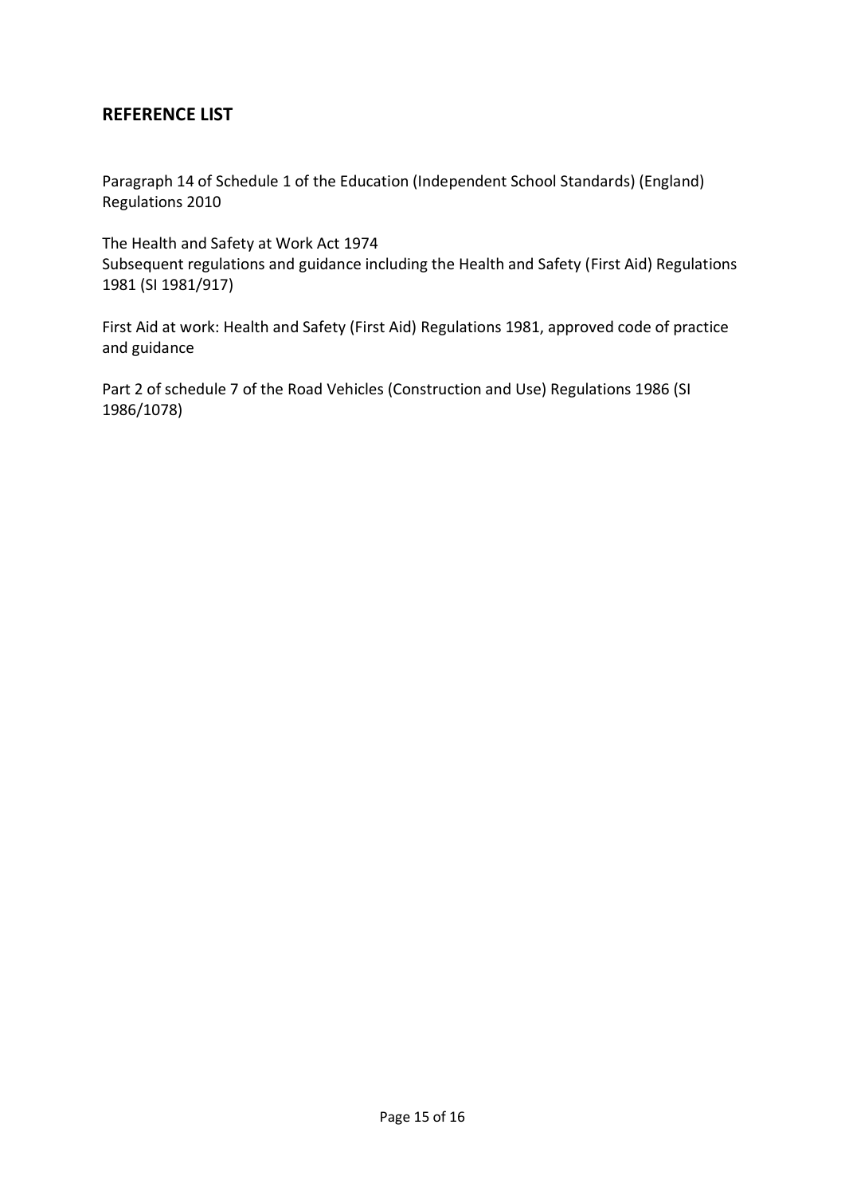## REFERENCE LIST

Paragraph 14 of Schedule 1 of the Education (Independent School Standards) (England) Regulations 2010

The Health and Safety at Work Act 1974
Subsequent regulations and guidance including the Health and Safety (First Aid) Regulations 1981 (SI 1981/917)

First Aid at work: Health and Safety (First Aid) Regulations 1981, approved code of practice and guidance

Part 2 of schedule 7 of the Road Vehicles (Construction and Use) Regulations 1986 (SI 1986/1078)